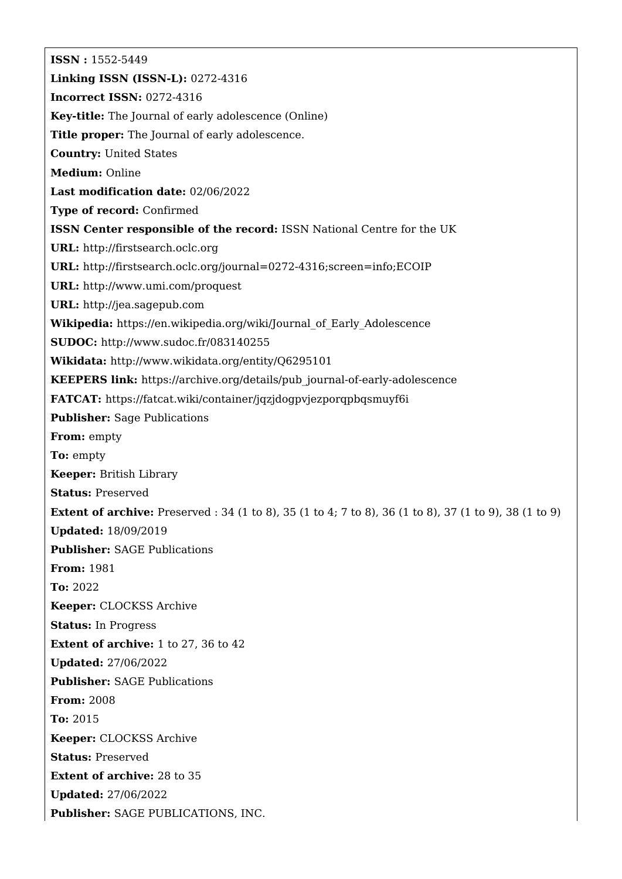**ISSN :** 1552-5449

**Linking ISSN (ISSN-L):** 0272-4316

**Incorrect ISSN:** 0272-4316

**Key-title:** The Journal of early adolescence (Online)

**Title proper:** The Journal of early adolescence.

**Country:** United States

**Medium:** Online

**Last modification date:** 02/06/2022

**Type of record:** Confirmed

**ISSN Center responsible of the record:** ISSN National Centre for the UK

**URL:** http://firstsearch.oclc.org

**URL:** http://firstsearch.oclc.org/journal=0272-4316;screen=info;ECOIP

**URL:** http://www.umi.com/proquest

**URL:** http://jea.sagepub.com

**Wikipedia:** https://en.wikipedia.org/wiki/Journal_of_Early_Adolescence

**SUDOC:** http://www.sudoc.fr/083140255

**Wikidata:** http://www.wikidata.org/entity/Q6295101

**KEEPERS link:** https://archive.org/details/pub_journal-of-early-adolescence

**FATCAT:** https://fatcat.wiki/container/jqzjdogpvjezporqpbqsmuyf6i

**Publisher:** Sage Publications

**From:** empty

**To:** empty

**Keeper:** British Library

**Status:** Preserved

**Extent of archive:** Preserved : 34 (1 to 8), 35 (1 to 4; 7 to 8), 36 (1 to 8), 37 (1 to 9), 38 (1 to 9)

**Updated:** 18/09/2019

**Publisher:** SAGE Publications

**From:** 1981

**To:** 2022

**Keeper:** CLOCKSS Archive

**Status:** In Progress

**Extent of archive:** 1 to 27, 36 to 42

**Updated:** 27/06/2022

**Publisher:** SAGE Publications

**From:** 2008

**To:** 2015

**Keeper:** CLOCKSS Archive

**Status:** Preserved

**Extent of archive:** 28 to 35

**Updated:** 27/06/2022

**Publisher:** SAGE PUBLICATIONS, INC.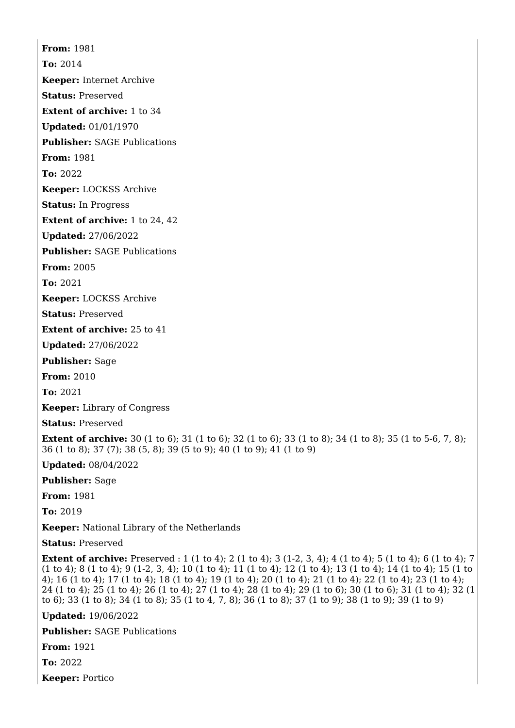**From:** 1981

**To:** 2014

**Keeper:** Internet Archive

**Status:** Preserved

**Extent of archive:** 1 to 34

**Updated:** 01/01/1970

**Publisher:** SAGE Publications

**From:** 1981

**To:** 2022

**Keeper:** LOCKSS Archive

**Status:** In Progress

**Extent of archive:** 1 to 24, 42

**Updated:** 27/06/2022

**Publisher:** SAGE Publications

**From:** 2005

**To:** 2021

**Keeper:** LOCKSS Archive

**Status:** Preserved

**Extent of archive:** 25 to 41

**Updated:** 27/06/2022

**Publisher:** Sage

**From:** 2010

**To:** 2021

**Keeper:** Library of Congress

**Status:** Preserved

**Extent of archive:** 30 (1 to 6); 31 (1 to 6); 32 (1 to 6); 33 (1 to 8); 34 (1 to 8); 35 (1 to 5-6, 7, 8); 36 (1 to 8); 37 (7); 38 (5, 8); 39 (5 to 9); 40 (1 to 9); 41 (1 to 9)

**Updated:** 08/04/2022

**Publisher:** Sage

**From:** 1981

**To:** 2019

**Keeper:** National Library of the Netherlands

**Status:** Preserved

**Extent of archive:** Preserved : 1 (1 to 4); 2 (1 to 4); 3 (1-2, 3, 4); 4 (1 to 4); 5 (1 to 4); 6 (1 to 4); 7 (1 to 4); 8 (1 to 4); 9 (1-2, 3, 4); 10 (1 to 4); 11 (1 to 4); 12 (1 to 4); 13 (1 to 4); 14 (1 to 4); 15 (1 to 4); 16 (1 to 4); 17 (1 to 4); 18 (1 to 4); 19 (1 to 4); 20 (1 to 4); 21 (1 to 4); 22 (1 to 4); 23 (1 to 4); 24 (1 to 4); 25 (1 to 4); 26 (1 to 4); 27 (1 to 4); 28 (1 to 4); 29 (1 to 6); 30 (1 to 6); 31 (1 to 4); 32 (1 to 6); 33 (1 to 8); 34 (1 to 8); 35 (1 to 4, 7, 8); 36 (1 to 8); 37 (1 to 9); 38 (1 to 9); 39 (1 to 9)

**Updated:** 19/06/2022

**Publisher:** SAGE Publications

**From:** 1921

**To:** 2022

**Keeper:** Portico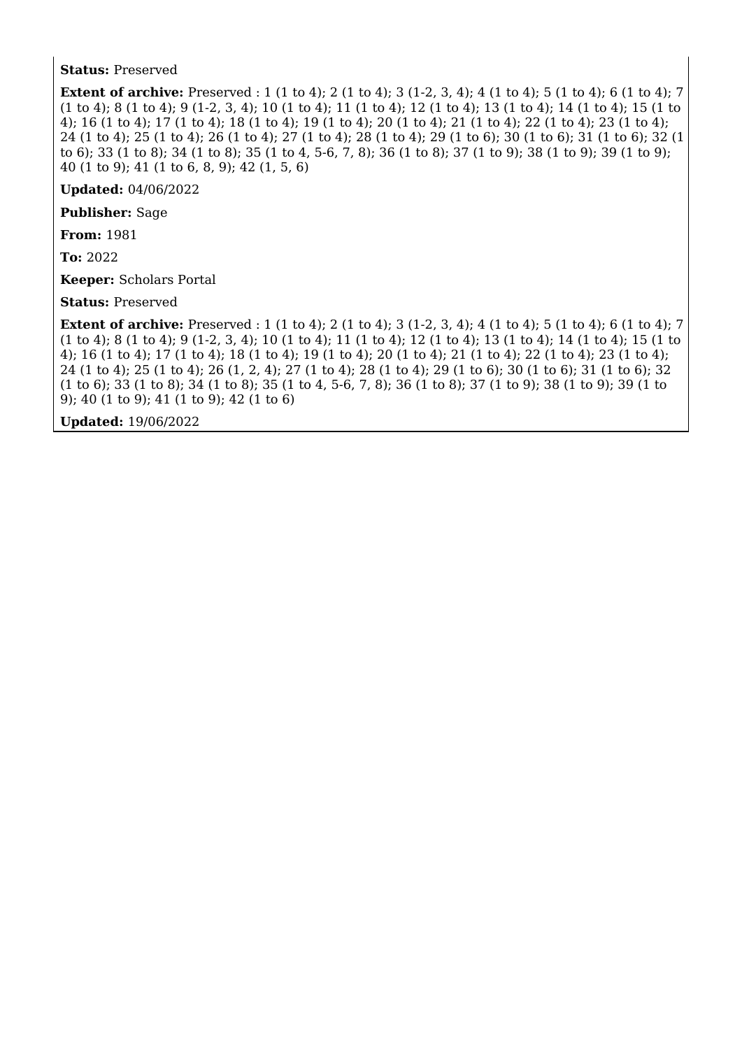**Status:** Preserved

**Extent of archive:** Preserved : 1 (1 to 4); 2 (1 to 4); 3 (1-2, 3, 4); 4 (1 to 4); 5 (1 to 4); 6 (1 to 4); 7 (1 to 4); 8 (1 to 4); 9 (1-2, 3, 4); 10 (1 to 4); 11 (1 to 4); 12 (1 to 4); 13 (1 to 4); 14 (1 to 4); 15 (1 to 4); 16 (1 to 4); 17 (1 to 4); 18 (1 to 4); 19 (1 to 4); 20 (1 to 4); 21 (1 to 4); 22 (1 to 4); 23 (1 to 4); 24 (1 to 4); 25 (1 to 4); 26 (1 to 4); 27 (1 to 4); 28 (1 to 4); 29 (1 to 6); 30 (1 to 6); 31 (1 to 6); 32 (1 to 6); 33 (1 to 8); 34 (1 to 8); 35 (1 to 4, 5-6, 7, 8); 36 (1 to 8); 37 (1 to 9); 38 (1 to 9); 39 (1 to 9); 40 (1 to 9); 41 (1 to 6, 8, 9); 42 (1, 5, 6)

**Updated:** 04/06/2022

**Publisher:** Sage

**From:** 1981

**To:** 2022

**Keeper:** Scholars Portal

**Status:** Preserved

**Extent of archive:** Preserved : 1 (1 to 4); 2 (1 to 4); 3 (1-2, 3, 4); 4 (1 to 4); 5 (1 to 4); 6 (1 to 4); 7 (1 to 4); 8 (1 to 4); 9 (1-2, 3, 4); 10 (1 to 4); 11 (1 to 4); 12 (1 to 4); 13 (1 to 4); 14 (1 to 4); 15 (1 to 4); 16 (1 to 4); 17 (1 to 4); 18 (1 to 4); 19 (1 to 4); 20 (1 to 4); 21 (1 to 4); 22 (1 to 4); 23 (1 to 4); 24 (1 to 4); 25 (1 to 4); 26 (1, 2, 4); 27 (1 to 4); 28 (1 to 4); 29 (1 to 6); 30 (1 to 6); 31 (1 to 6); 32 (1 to 6); 33 (1 to 8); 34 (1 to 8); 35 (1 to 4, 5-6, 7, 8); 36 (1 to 8); 37 (1 to 9); 38 (1 to 9); 39 (1 to 9); 40 (1 to 9); 41 (1 to 9); 42 (1 to 6)

**Updated:** 19/06/2022